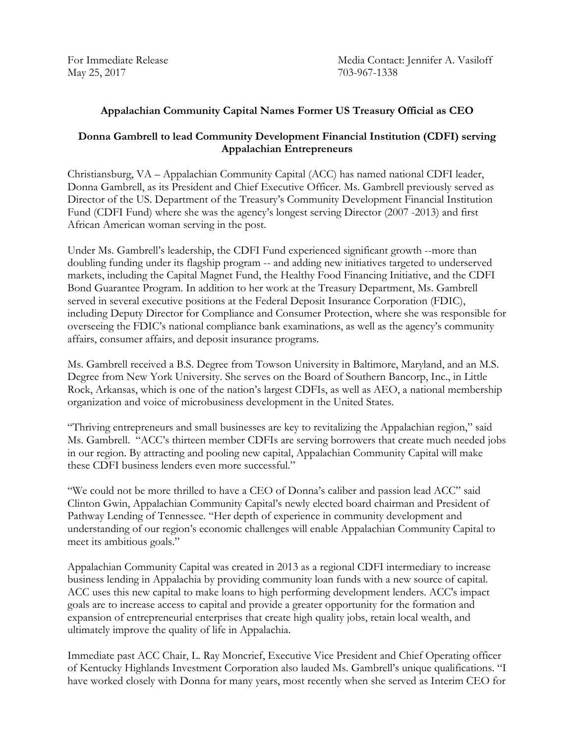For Immediate Release
May 25, 2017

Media Contact: Jennifer A. Vasiloff
703-967-1338

**Appalachian Community Capital Names Former US Treasury Official as CEO**

**Donna Gambrell to lead Community Development Financial Institution (CDFI) serving Appalachian Entrepreneurs**

Christiansburg, VA – Appalachian Community Capital (ACC) has named national CDFI leader, Donna Gambrell, as its President and Chief Executive Officer. Ms. Gambrell previously served as Director of the US. Department of the Treasury's Community Development Financial Institution Fund (CDFI Fund) where she was the agency's longest serving Director (2007 -2013) and first African American woman serving in the post.

Under Ms. Gambrell's leadership, the CDFI Fund experienced significant growth --more than doubling funding under its flagship program -- and adding new initiatives targeted to underserved markets, including the Capital Magnet Fund, the Healthy Food Financing Initiative, and the CDFI Bond Guarantee Program. In addition to her work at the Treasury Department, Ms. Gambrell served in several executive positions at the Federal Deposit Insurance Corporation (FDIC), including Deputy Director for Compliance and Consumer Protection, where she was responsible for overseeing the FDIC's national compliance bank examinations, as well as the agency's community affairs, consumer affairs, and deposit insurance programs.

Ms. Gambrell received a B.S. Degree from Towson University in Baltimore, Maryland, and an M.S. Degree from New York University. She serves on the Board of Southern Bancorp, Inc., in Little Rock, Arkansas, which is one of the nation's largest CDFIs, as well as AEO, a national membership organization and voice of microbusiness development in the United States.

"Thriving entrepreneurs and small businesses are key to revitalizing the Appalachian region," said Ms. Gambrell. "ACC's thirteen member CDFIs are serving borrowers that create much needed jobs in our region. By attracting and pooling new capital, Appalachian Community Capital will make these CDFI business lenders even more successful."

"We could not be more thrilled to have a CEO of Donna's caliber and passion lead ACC" said Clinton Gwin, Appalachian Community Capital's newly elected board chairman and President of Pathway Lending of Tennessee. "Her depth of experience in community development and understanding of our region's economic challenges will enable Appalachian Community Capital to meet its ambitious goals."

Appalachian Community Capital was created in 2013 as a regional CDFI intermediary to increase business lending in Appalachia by providing community loan funds with a new source of capital. ACC uses this new capital to make loans to high performing development lenders. ACC's impact goals are to increase access to capital and provide a greater opportunity for the formation and expansion of entrepreneurial enterprises that create high quality jobs, retain local wealth, and ultimately improve the quality of life in Appalachia.

Immediate past ACC Chair, L. Ray Moncrief, Executive Vice President and Chief Operating officer of Kentucky Highlands Investment Corporation also lauded Ms. Gambrell's unique qualifications. "I have worked closely with Donna for many years, most recently when she served as Interim CEO for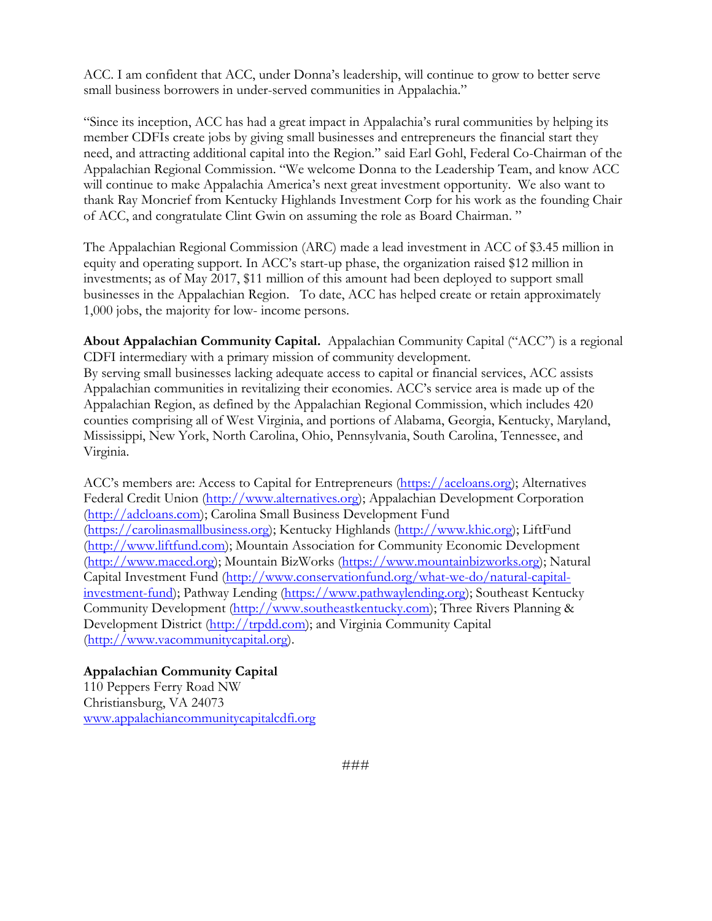ACC. I am confident that ACC, under Donna's leadership, will continue to grow to better serve small business borrowers in under-served communities in Appalachia."

"Since its inception, ACC has had a great impact in Appalachia's rural communities by helping its member CDFIs create jobs by giving small businesses and entrepreneurs the financial start they need, and attracting additional capital into the Region." said Earl Gohl, Federal Co-Chairman of the Appalachian Regional Commission. "We welcome Donna to the Leadership Team, and know ACC will continue to make Appalachia America's next great investment opportunity. We also want to thank Ray Moncrief from Kentucky Highlands Investment Corp for his work as the founding Chair of ACC, and congratulate Clint Gwin on assuming the role as Board Chairman. "

The Appalachian Regional Commission (ARC) made a lead investment in ACC of $3.45 million in equity and operating support. In ACC's start-up phase, the organization raised $12 million in investments; as of May 2017, $11 million of this amount had been deployed to support small businesses in the Appalachian Region. To date, ACC has helped create or retain approximately 1,000 jobs, the majority for low- income persons.

**About Appalachian Community Capital.** Appalachian Community Capital ("ACC") is a regional CDFI intermediary with a primary mission of community development.
By serving small businesses lacking adequate access to capital or financial services, ACC assists Appalachian communities in revitalizing their economies. ACC's service area is made up of the Appalachian Region, as defined by the Appalachian Regional Commission, which includes 420 counties comprising all of West Virginia, and portions of Alabama, Georgia, Kentucky, Maryland, Mississippi, New York, North Carolina, Ohio, Pennsylvania, South Carolina, Tennessee, and Virginia.

ACC's members are: Access to Capital for Entrepreneurs (https://aceloans.org); Alternatives Federal Credit Union (http://www.alternatives.org); Appalachian Development Corporation (http://adcloans.com); Carolina Small Business Development Fund (https://carolinasmallbusiness.org); Kentucky Highlands (http://www.khic.org); LiftFund (http://www.liftfund.com); Mountain Association for Community Economic Development (http://www.maced.org); Mountain BizWorks (https://www.mountainbizworks.org); Natural Capital Investment Fund (http://www.conservationfund.org/what-we-do/natural-capital-investment-fund); Pathway Lending (https://www.pathwaylending.org); Southeast Kentucky Community Development (http://www.southeastkentucky.com); Three Rivers Planning & Development District (http://trpdd.com); and Virginia Community Capital (http://www.vacommunitycapital.org).

**Appalachian Community Capital**
110 Peppers Ferry Road NW
Christiansburg, VA 24073
www.appalachiancommunitycapitalcdfi.org

###